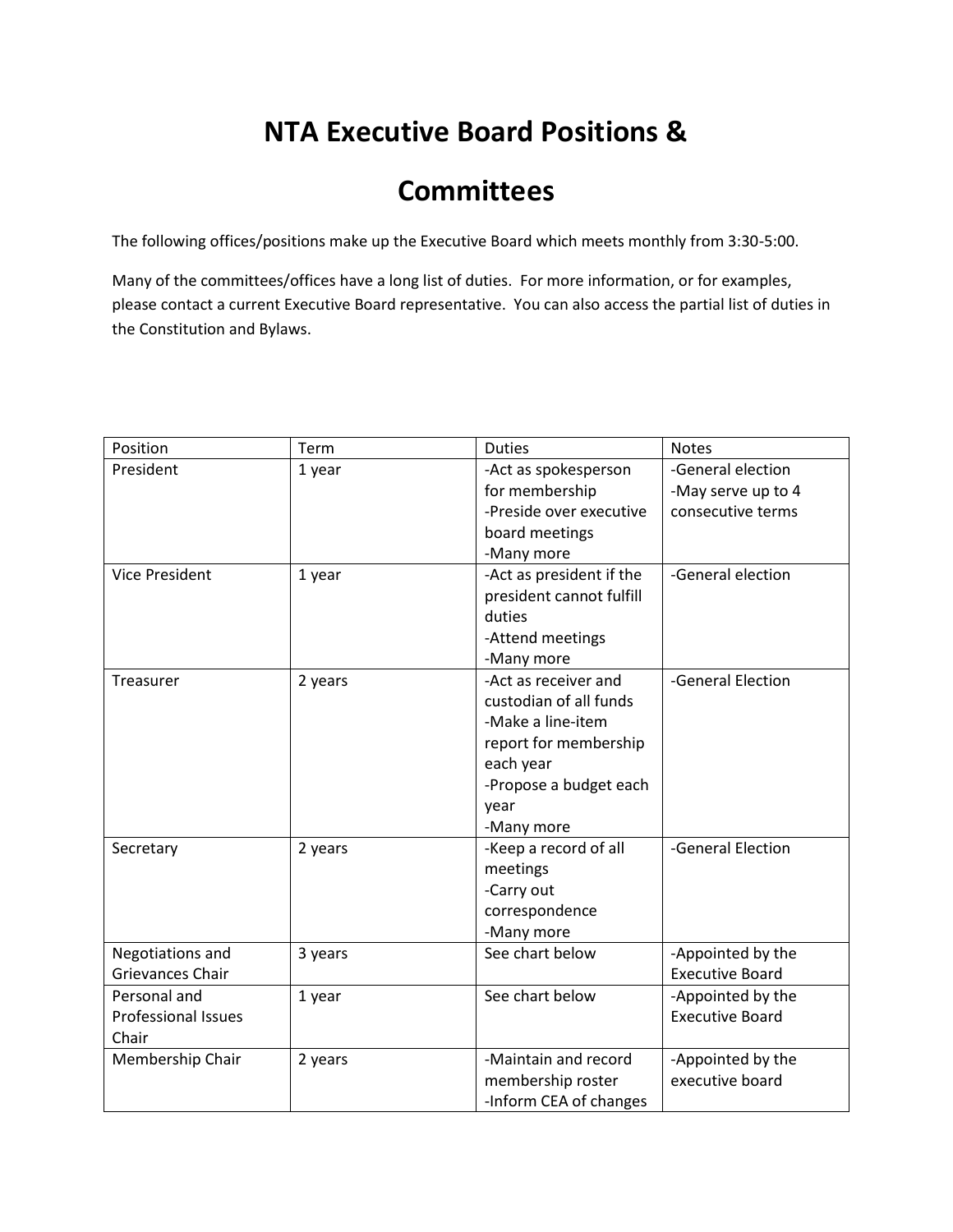# NTA Executive Board Positions & Committees

The following offices/positions make up the Executive Board which meets monthly from 3:30-5:00.

Many of the committees/offices have a long list of duties. For more information, or for examples, please contact a current Executive Board representative. You can also access the partial list of duties in the Constitution and Bylaws.

| Position | Term | Duties | Notes |
|---|---|---|---|
| President | 1 year | -Act as spokesperson for membership<br>-Preside over executive board meetings<br>-Many more | -General election<br>-May serve up to 4 consecutive terms |
| Vice President | 1 year | -Act as president if the president cannot fulfill duties<br>-Attend meetings<br>-Many more | -General election |
| Treasurer | 2 years | -Act as receiver and custodian of all funds<br>-Make a line-item report for membership each year<br>-Propose a budget each year<br>-Many more | -General Election |
| Secretary | 2 years | -Keep a record of all meetings<br>-Carry out correspondence<br>-Many more | -General Election |
| Negotiations and Grievances Chair | 3 years | See chart below | -Appointed by the Executive Board |
| Personal and Professional Issues Chair | 1 year | See chart below | -Appointed by the Executive Board |
| Membership Chair | 2 years | -Maintain and record membership roster<br>-Inform CEA of changes | -Appointed by the executive board |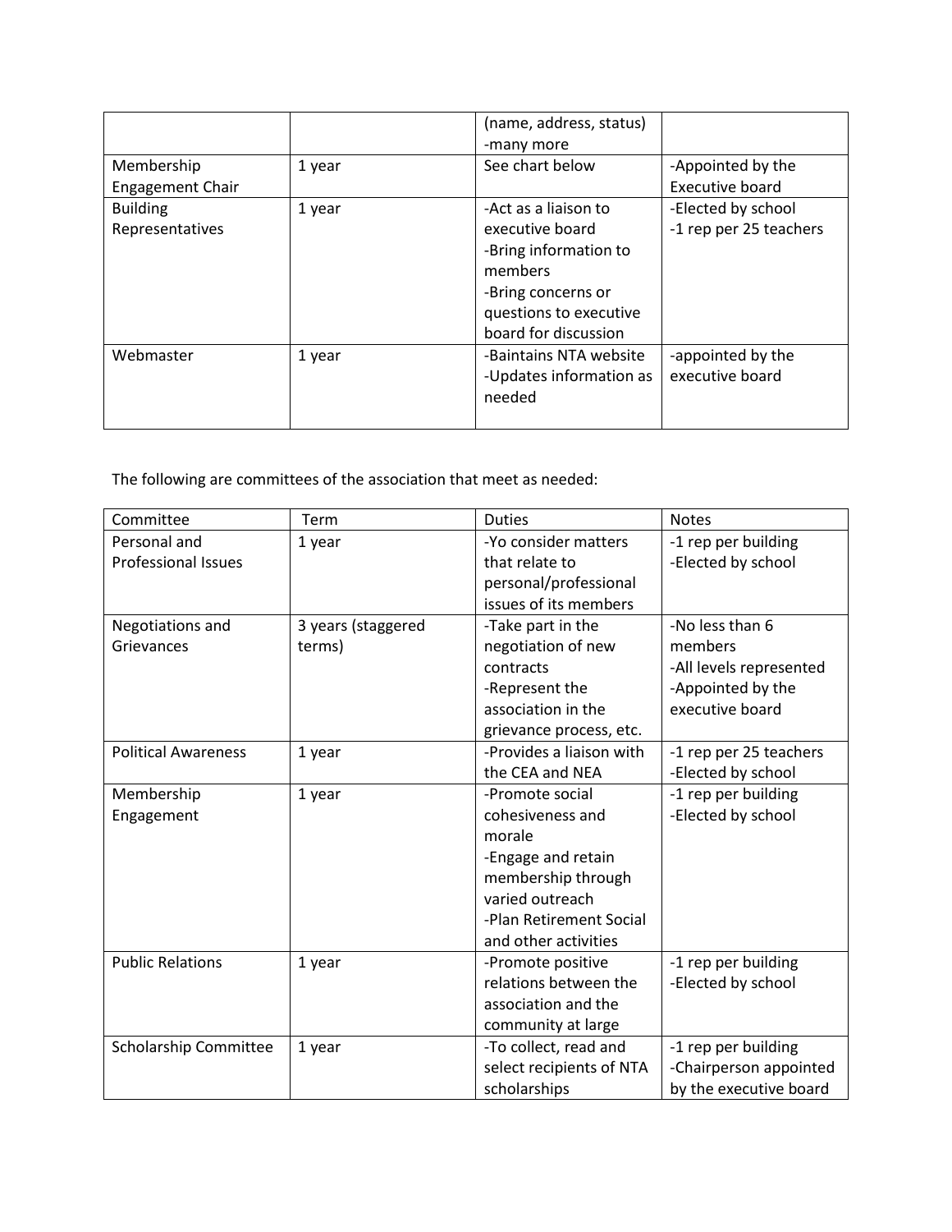| | | | |
|---|---|---|---|
| | | (name, address, status)<br>-many more | |
| Membership Engagement Chair | 1 year | See chart below | -Appointed by the Executive board |
| Building Representatives | 1 year | -Act as a liaison to executive board<br>-Bring information to members<br>-Bring concerns or questions to executive board for discussion | -Elected by school<br>-1 rep per 25 teachers |
| Webmaster | 1 year | -Baintains NTA website<br>-Updates information as needed | -appointed by the executive board |

The following are committees of the association that meet as needed:

| Committee | Term | Duties | Notes |
|---|---|---|---|
| Personal and Professional Issues | 1 year | -Yo consider matters that relate to personal/professional issues of its members | -1 rep per building<br>-Elected by school |
| Negotiations and Grievances | 3 years (staggered terms) | -Take part in the negotiation of new contracts<br>-Represent the association in the grievance process, etc. | -No less than 6 members<br>-All levels represented<br>-Appointed by the executive board |
| Political Awareness | 1 year | -Provides a liaison with the CEA and NEA | -1 rep per 25 teachers<br>-Elected by school |
| Membership Engagement | 1 year | -Promote social cohesiveness and morale<br>-Engage and retain membership through varied outreach<br>-Plan Retirement Social and other activities | -1 rep per building<br>-Elected by school |
| Public Relations | 1 year | -Promote positive relations between the association and the community at large | -1 rep per building<br>-Elected by school |
| Scholarship Committee | 1 year | -To collect, read and select recipients of NTA scholarships | -1 rep per building<br>-Chairperson appointed by the executive board |